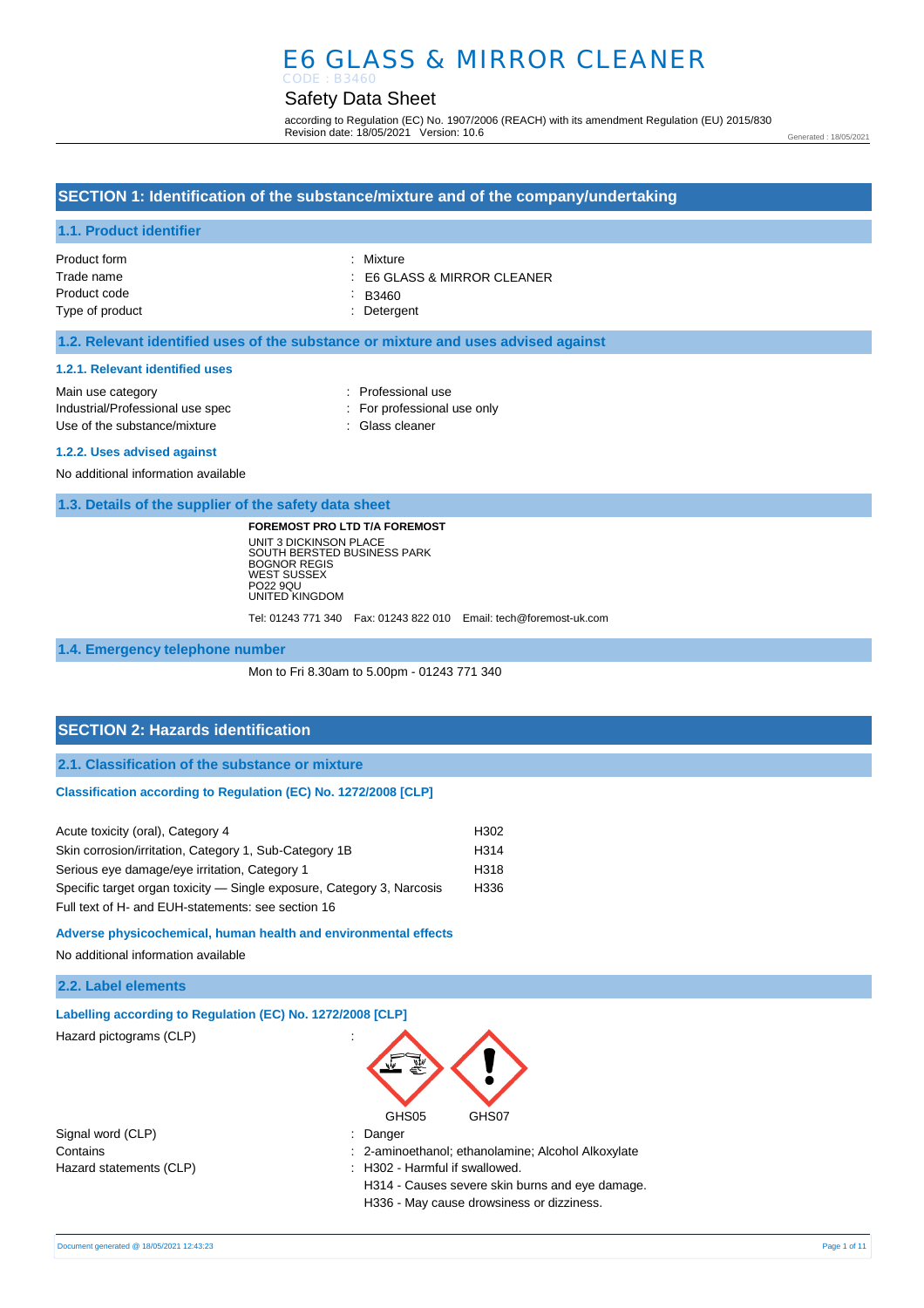# E6 GLASS & MIRROR CLEANER

CODE : B3460

## Safety Data Sheet

according to Regulation (EC) No. 1907/2006 (REACH) with its amendment Regulation (EU) 2015/830
Revision date: 18/05/2021 Version: 10.6

Generated : 18/05/2021

## SECTION 1: Identification of the substance/mixture and of the company/undertaking

### 1.1. Product identifier

| | |
|---|---|
| Product form | : Mixture |
| Trade name | : E6 GLASS & MIRROR CLEANER |
| Product code | : B3460 |
| Type of product | : Detergent |

### 1.2. Relevant identified uses of the substance or mixture and uses advised against

#### 1.2.1. Relevant identified uses

| | |
|---|---|
| Main use category | : Professional use |
| Industrial/Professional use spec | : For professional use only |
| Use of the substance/mixture | : Glass cleaner |

#### 1.2.2. Uses advised against

No additional information available

### 1.3. Details of the supplier of the safety data sheet

**FOREMOST PRO LTD T/A FOREMOST**
UNIT 3 DICKINSON PLACE
SOUTH BERSTED BUSINESS PARK
BOGNOR REGIS
WEST SUSSEX
PO22 9QU
UNITED KINGDOM

Tel: 01243 771 340 Fax: 01243 822 010 Email: tech@foremost-uk.com

### 1.4. Emergency telephone number

Mon to Fri 8.30am to 5.00pm - 01243 771 340

## SECTION 2: Hazards identification

### 2.1. Classification of the substance or mixture

#### Classification according to Regulation (EC) No. 1272/2008 [CLP]

| | |
|---|---|
| Acute toxicity (oral), Category 4 | H302 |
| Skin corrosion/irritation, Category 1, Sub-Category 1B | H314 |
| Serious eye damage/eye irritation, Category 1 | H318 |
| Specific target organ toxicity — Single exposure, Category 3, Narcosis | H336 |

Full text of H- and EUH-statements: see section 16

#### Adverse physicochemical, human health and environmental effects

No additional information available

### 2.2. Label elements

#### Labelling according to Regulation (EC) No. 1272/2008 [CLP]

Hazard pictograms (CLP) :

GHS05 GHS07

| | |
|---|---|
| Signal word (CLP) | : Danger |
| Contains | : 2-aminoethanol; ethanolamine; Alcohol Alkoxylate |
| Hazard statements (CLP) | : H302 - Harmful if swallowed.<br>H314 - Causes severe skin burns and eye damage.<br>H336 - May cause drowsiness or dizziness. |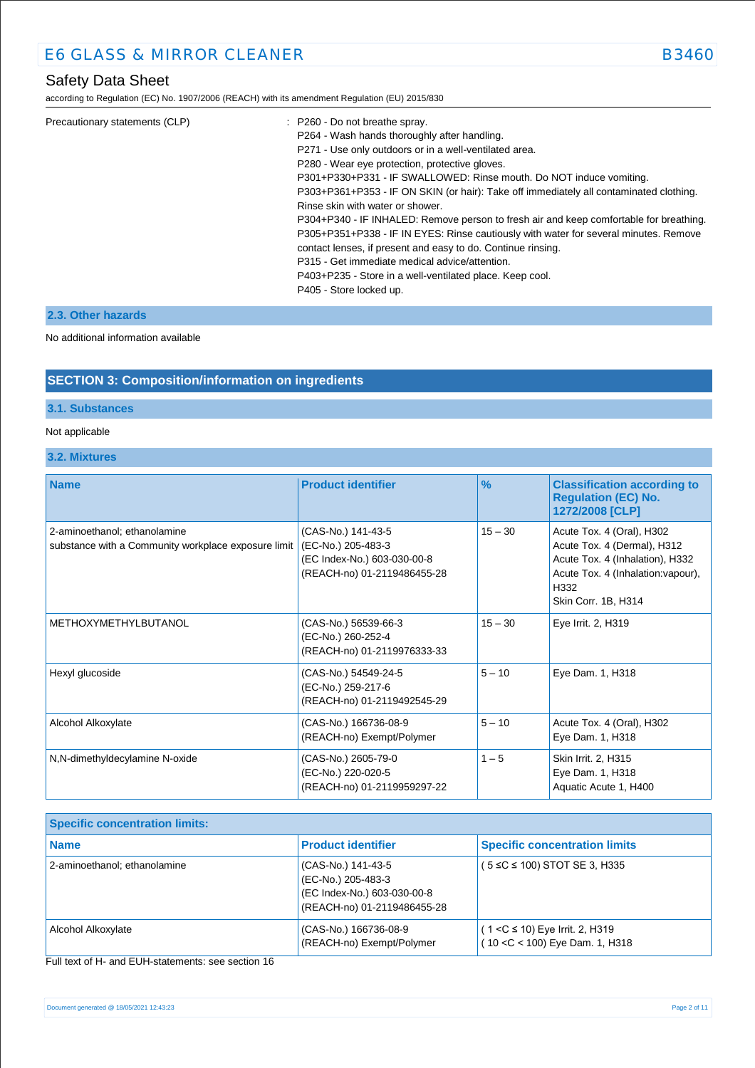Precautionary statements (CLP) : P260 - Do not breathe spray.
P264 - Wash hands thoroughly after handling.
P271 - Use only outdoors or in a well-ventilated area.
P280 - Wear eye protection, protective gloves.
P301+P330+P331 - IF SWALLOWED: Rinse mouth. Do NOT induce vomiting.
P303+P361+P353 - IF ON SKIN (or hair): Take off immediately all contaminated clothing. Rinse skin with water or shower.
P304+P340 - IF INHALED: Remove person to fresh air and keep comfortable for breathing.
P305+P351+P338 - IF IN EYES: Rinse cautiously with water for several minutes. Remove contact lenses, if present and easy to do. Continue rinsing.
P315 - Get immediate medical advice/attention.
P403+P235 - Store in a well-ventilated place. Keep cool.
P405 - Store locked up.

### 2.3. Other hazards

No additional information available

## SECTION 3: Composition/information on ingredients

### 3.1. Substances

Not applicable

### 3.2. Mixtures

| Name | Product identifier | % | Classification according to Regulation (EC) No. 1272/2008 [CLP] |
|---|---|---|---|
| 2-aminoethanol; ethanolamine<br>substance with a Community workplace exposure limit | (CAS-No.) 141-43-5<br>(EC-No.) 205-483-3<br>(EC Index-No.) 603-030-00-8<br>(REACH-no) 01-2119486455-28 | 15 – 30 | Acute Tox. 4 (Oral), H302<br>Acute Tox. 4 (Dermal), H312<br>Acute Tox. 4 (Inhalation), H332<br>Acute Tox. 4 (Inhalation:vapour), H332<br>Skin Corr. 1B, H314 |
| METHOXYMETHYLBUTANOL | (CAS-No.) 56539-66-3<br>(EC-No.) 260-252-4<br>(REACH-no) 01-2119976333-33 | 15 – 30 | Eye Irrit. 2, H319 |
| Hexyl glucoside | (CAS-No.) 54549-24-5<br>(EC-No.) 259-217-6<br>(REACH-no) 01-2119492545-29 | 5 – 10 | Eye Dam. 1, H318 |
| Alcohol Alkoxylate | (CAS-No.) 166736-08-9<br>(REACH-no) Exempt/Polymer | 5 – 10 | Acute Tox. 4 (Oral), H302<br>Eye Dam. 1, H318 |
| N,N-dimethyldecylamine N-oxide | (CAS-No.) 2605-79-0<br>(EC-No.) 220-020-5<br>(REACH-no) 01-2119959297-22 | 1 – 5 | Skin Irrit. 2, H315<br>Eye Dam. 1, H318<br>Aquatic Acute 1, H400 |

| Specific concentration limits: | | |
|---|---|---|
| **Name** | **Product identifier** | **Specific concentration limits** |
| 2-aminoethanol; ethanolamine | (CAS-No.) 141-43-5<br>(EC-No.) 205-483-3<br>(EC Index-No.) 603-030-00-8<br>(REACH-no) 01-2119486455-28 | ( 5 ≤C ≤ 100) STOT SE 3, H335 |
| Alcohol Alkoxylate | (CAS-No.) 166736-08-9<br>(REACH-no) Exempt/Polymer | ( 1 <C ≤ 10) Eye Irrit. 2, H319<br>( 10 <C < 100) Eye Dam. 1, H318 |

Full text of H- and EUH-statements: see section 16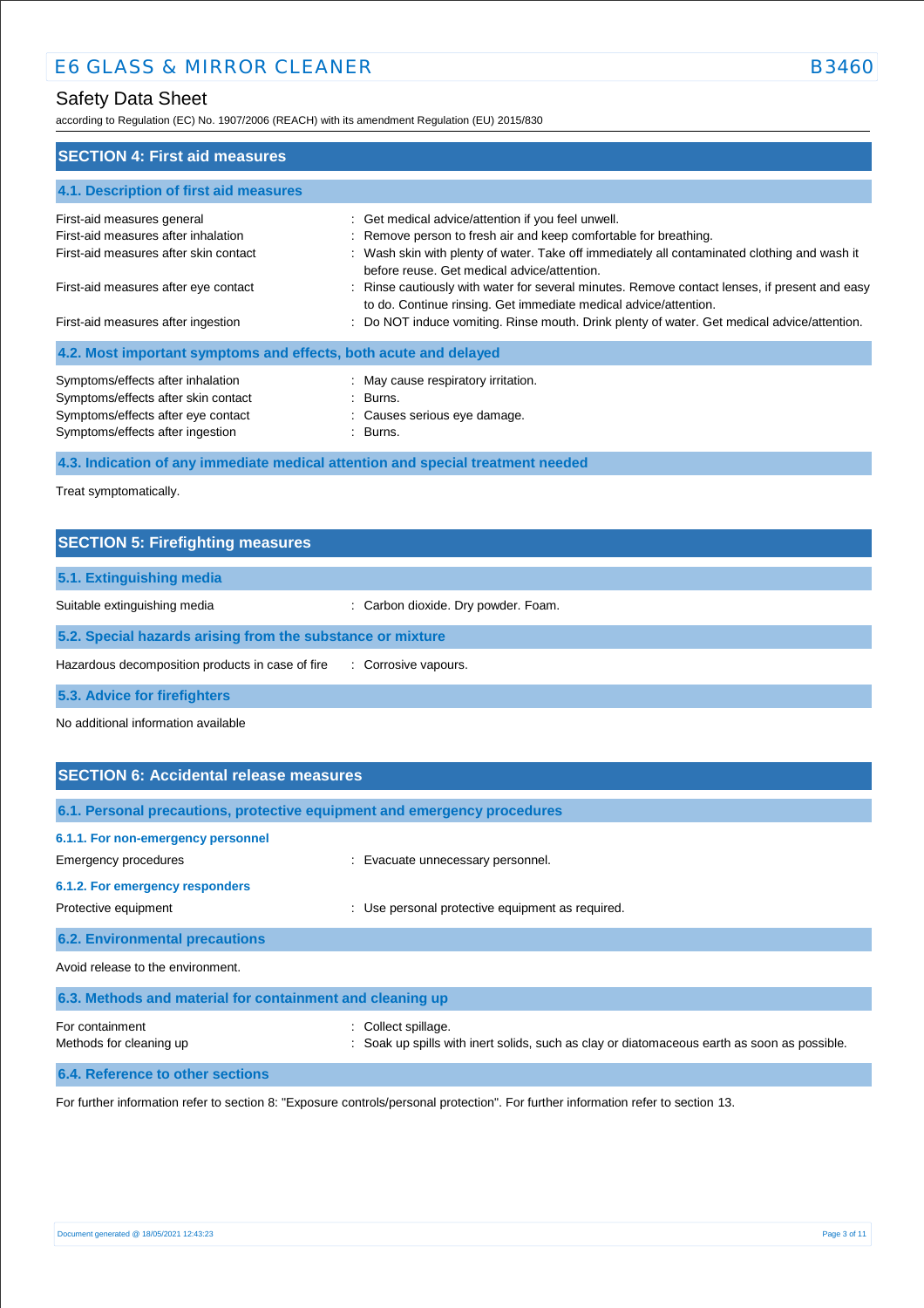## SECTION 4: First aid measures

### 4.1. Description of first aid measures

| | |
|---|---|
| First-aid measures general | : Get medical advice/attention if you feel unwell. |
| First-aid measures after inhalation | : Remove person to fresh air and keep comfortable for breathing. |
| First-aid measures after skin contact | : Wash skin with plenty of water. Take off immediately all contaminated clothing and wash it before reuse. Get medical advice/attention. |
| First-aid measures after eye contact | : Rinse cautiously with water for several minutes. Remove contact lenses, if present and easy to do. Continue rinsing. Get immediate medical advice/attention. |
| First-aid measures after ingestion | : Do NOT induce vomiting. Rinse mouth. Drink plenty of water. Get medical advice/attention. |

### 4.2. Most important symptoms and effects, both acute and delayed

| | |
|---|---|
| Symptoms/effects after inhalation | : May cause respiratory irritation. |
| Symptoms/effects after skin contact | : Burns. |
| Symptoms/effects after eye contact | : Causes serious eye damage. |
| Symptoms/effects after ingestion | : Burns. |

### 4.3. Indication of any immediate medical attention and special treatment needed

Treat symptomatically.

## SECTION 5: Firefighting measures

### 5.1. Extinguishing media

| | |
|---|---|
| Suitable extinguishing media | : Carbon dioxide. Dry powder. Foam. |

### 5.2. Special hazards arising from the substance or mixture

| | |
|---|---|
| Hazardous decomposition products in case of fire | : Corrosive vapours. |

### 5.3. Advice for firefighters

No additional information available

## SECTION 6: Accidental release measures

### 6.1. Personal precautions, protective equipment and emergency procedures

#### 6.1.1. For non-emergency personnel

| | |
|---|---|
| Emergency procedures | : Evacuate unnecessary personnel. |

#### 6.1.2. For emergency responders

| | |
|---|---|
| Protective equipment | : Use personal protective equipment as required. |

### 6.2. Environmental precautions

Avoid release to the environment.

### 6.3. Methods and material for containment and cleaning up

| | |
|---|---|
| For containment | : Collect spillage. |
| Methods for cleaning up | : Soak up spills with inert solids, such as clay or diatomaceous earth as soon as possible. |

### 6.4. Reference to other sections

For further information refer to section 8: "Exposure controls/personal protection". For further information refer to section 13.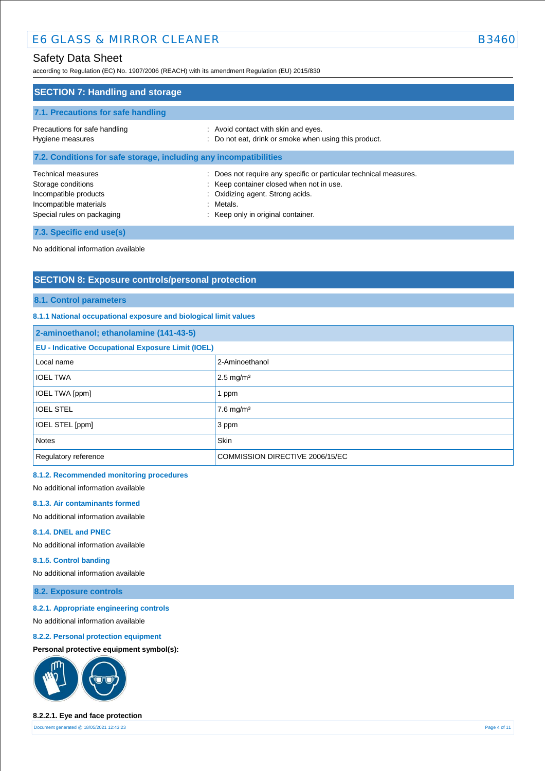## SECTION 7: Handling and storage

### 7.1. Precautions for safe handling

Precautions for safe handling : Avoid contact with skin and eyes.
Hygiene measures : Do not eat, drink or smoke when using this product.

### 7.2. Conditions for safe storage, including any incompatibilities

Technical measures : Does not require any specific or particular technical measures.
Storage conditions : Keep container closed when not in use.
Incompatible products : Oxidizing agent. Strong acids.
Incompatible materials : Metals.
Special rules on packaging : Keep only in original container.

### 7.3. Specific end use(s)

No additional information available

## SECTION 8: Exposure controls/personal protection

### 8.1. Control parameters

#### 8.1.1 National occupational exposure and biological limit values

| 2-aminoethanol; ethanolamine (141-43-5) | |
|---|---|
| **EU - Indicative Occupational Exposure Limit (IOEL)** | |
| Local name | 2-Aminoethanol |
| IOEL TWA | 2.5 mg/m³ |
| IOEL TWA [ppm] | 1 ppm |
| IOEL STEL | 7.6 mg/m³ |
| IOEL STEL [ppm] | 3 ppm |
| Notes | Skin |
| Regulatory reference | COMMISSION DIRECTIVE 2006/15/EC |

#### 8.1.2. Recommended monitoring procedures

No additional information available

#### 8.1.3. Air contaminants formed

No additional information available

#### 8.1.4. DNEL and PNEC

No additional information available

#### 8.1.5. Control banding

No additional information available

### 8.2. Exposure controls

#### 8.2.1. Appropriate engineering controls

No additional information available

#### 8.2.2. Personal protection equipment

**Personal protective equipment symbol(s):**

**8.2.2.1. Eye and face protection**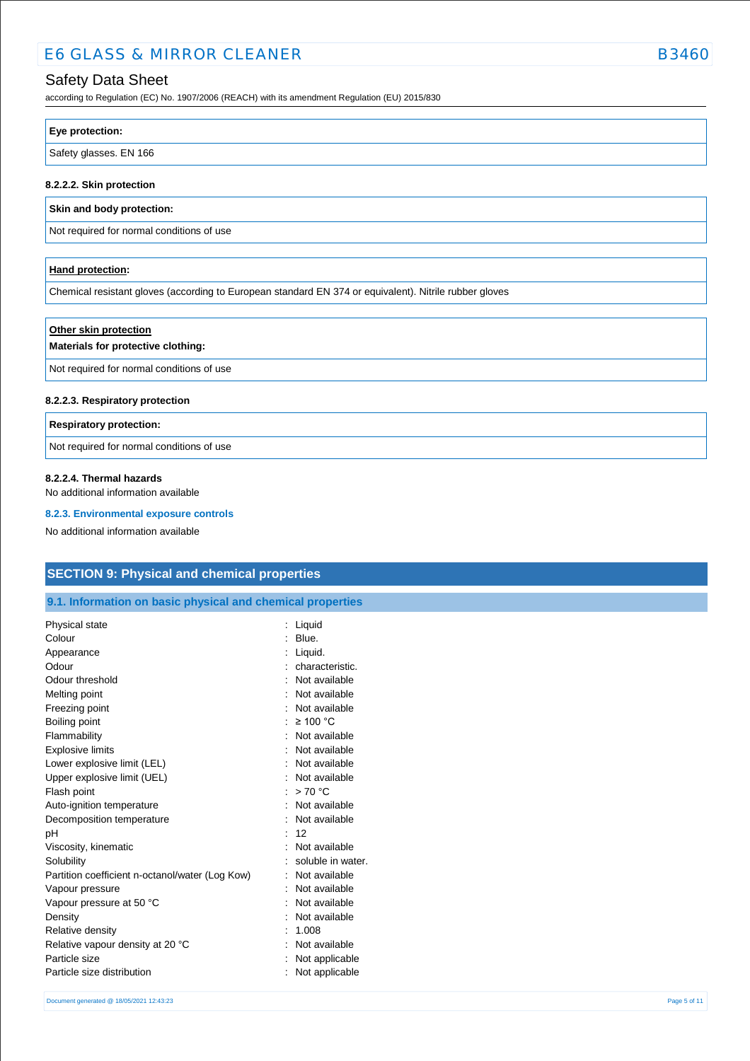| **Eye protection:** |
|---|
| Safety glasses. EN 166 |

#### 8.2.2.2. Skin protection

| **Skin and body protection:** |
|---|
| Not required for normal conditions of use |

| **Hand protection:** |
|---|
| Chemical resistant gloves (according to European standard EN 374 or equivalent). Nitrile rubber gloves |

| **Other skin protection** **Materials for protective clothing:** |
|---|
| Not required for normal conditions of use |

#### 8.2.2.3. Respiratory protection

| **Respiratory protection:** |
|---|
| Not required for normal conditions of use |

#### 8.2.2.4. Thermal hazards

No additional information available

### 8.2.3. Environmental exposure controls

No additional information available

## SECTION 9: Physical and chemical properties

### 9.1. Information on basic physical and chemical properties

| Property | | Value |
|---|---|---|
| Physical state | : | Liquid |
| Colour | : | Blue. |
| Appearance | : | Liquid. |
| Odour | : | characteristic. |
| Odour threshold | : | Not available |
| Melting point | : | Not available |
| Freezing point | : | Not available |
| Boiling point | : | ≥ 100 °C |
| Flammability | : | Not available |
| Explosive limits | : | Not available |
| Lower explosive limit (LEL) | : | Not available |
| Upper explosive limit (UEL) | : | Not available |
| Flash point | : | > 70 °C |
| Auto-ignition temperature | : | Not available |
| Decomposition temperature | : | Not available |
| pH | : | 12 |
| Viscosity, kinematic | : | Not available |
| Solubility | : | soluble in water. |
| Partition coefficient n-octanol/water (Log Kow) | : | Not available |
| Vapour pressure | : | Not available |
| Vapour pressure at 50 °C | : | Not available |
| Density | : | Not available |
| Relative density | : | 1.008 |
| Relative vapour density at 20 °C | : | Not available |
| Particle size | : | Not applicable |
| Particle size distribution | : | Not applicable |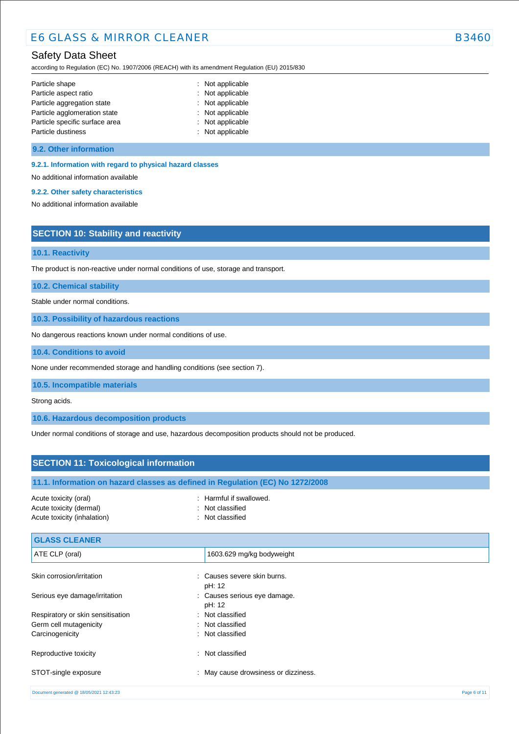| | | |
|---|---|---|
| Particle shape | : | Not applicable |
| Particle aspect ratio | : | Not applicable |
| Particle aggregation state | : | Not applicable |
| Particle agglomeration state | : | Not applicable |
| Particle specific surface area | : | Not applicable |
| Particle dustiness | : | Not applicable |

### 9.2. Other information

#### 9.2.1. Information with regard to physical hazard classes

No additional information available

#### 9.2.2. Other safety characteristics

No additional information available

## SECTION 10: Stability and reactivity

### 10.1. Reactivity

The product is non-reactive under normal conditions of use, storage and transport.

### 10.2. Chemical stability

Stable under normal conditions.

### 10.3. Possibility of hazardous reactions

No dangerous reactions known under normal conditions of use.

### 10.4. Conditions to avoid

None under recommended storage and handling conditions (see section 7).

### 10.5. Incompatible materials

Strong acids.

### 10.6. Hazardous decomposition products

Under normal conditions of storage and use, hazardous decomposition products should not be produced.

## SECTION 11: Toxicological information

### 11.1. Information on hazard classes as defined in Regulation (EC) No 1272/2008

| | | |
|---|---|---|
| Acute toxicity (oral) | : | Harmful if swallowed. |
| Acute toxicity (dermal) | : | Not classified |
| Acute toxicity (inhalation) | : | Not classified |

| GLASS CLEANER | |
|---|---|
| ATE CLP (oral) | 1603.629 mg/kg bodyweight |

| | | |
|---|---|---|
| Skin corrosion/irritation | : | Causes severe skin burns.<br>pH: 12 |
| Serious eye damage/irritation | : | Causes serious eye damage.<br>pH: 12 |
| Respiratory or skin sensitisation | : | Not classified |
| Germ cell mutagenicity | : | Not classified |
| Carcinogenicity | : | Not classified |
| Reproductive toxicity | : | Not classified |
| STOT-single exposure | : | May cause drowsiness or dizziness. |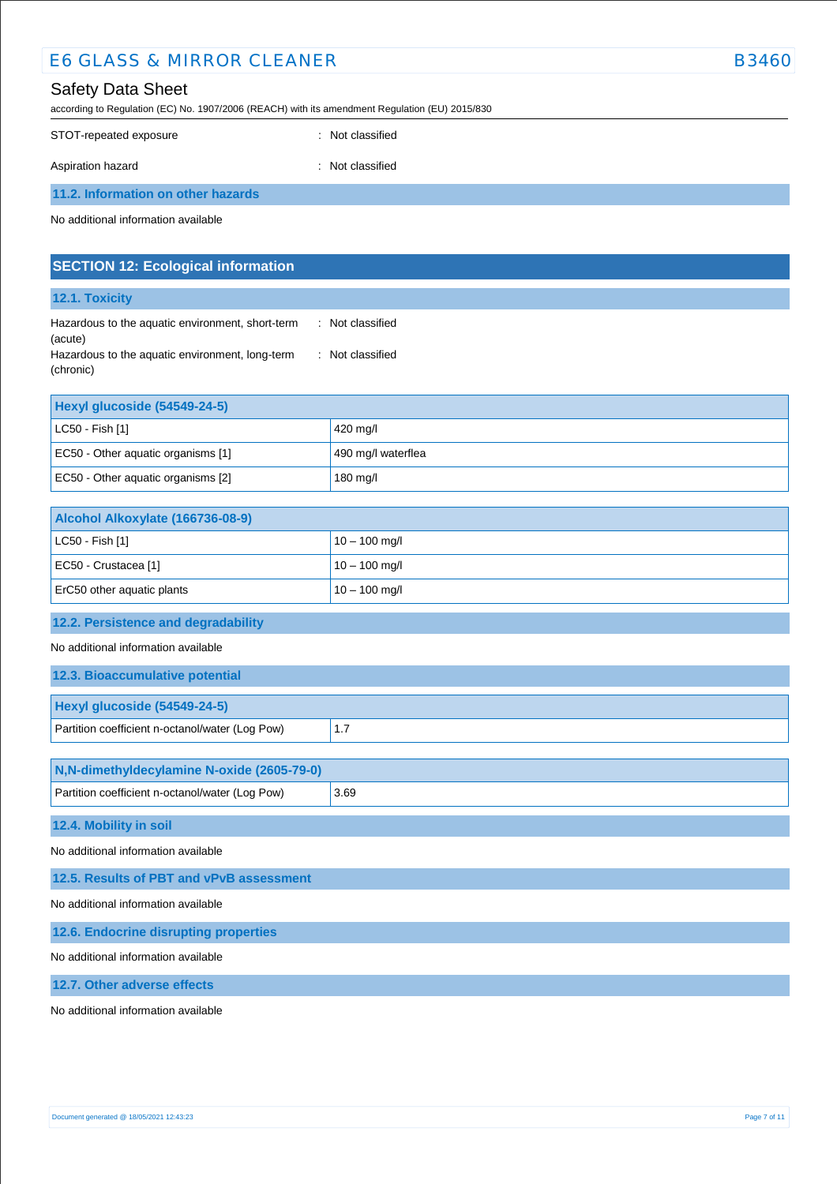STOT-repeated exposure : Not classified

Aspiration hazard : Not classified

### 11.2. Information on other hazards

No additional information available

## SECTION 12: Ecological information

### 12.1. Toxicity

Hazardous to the aquatic environment, short-term (acute) : Not classified

Hazardous to the aquatic environment, long-term (chronic) : Not classified

| Hexyl glucoside (54549-24-5) | |
|---|---|
| LC50 - Fish [1] | 420 mg/l |
| EC50 - Other aquatic organisms [1] | 490 mg/l waterflea |
| EC50 - Other aquatic organisms [2] | 180 mg/l |

| Alcohol Alkoxylate (166736-08-9) | |
|---|---|
| LC50 - Fish [1] | 10 – 100 mg/l |
| EC50 - Crustacea [1] | 10 – 100 mg/l |
| ErC50 other aquatic plants | 10 – 100 mg/l |

### 12.2. Persistence and degradability

No additional information available

### 12.3. Bioaccumulative potential

| Hexyl glucoside (54549-24-5) | |
|---|---|
| Partition coefficient n-octanol/water (Log Pow) | 1.7 |

| N,N-dimethyldecylamine N-oxide (2605-79-0) | |
|---|---|
| Partition coefficient n-octanol/water (Log Pow) | 3.69 |

### 12.4. Mobility in soil

No additional information available

### 12.5. Results of PBT and vPvB assessment

No additional information available

### 12.6. Endocrine disrupting properties

No additional information available

### 12.7. Other adverse effects

No additional information available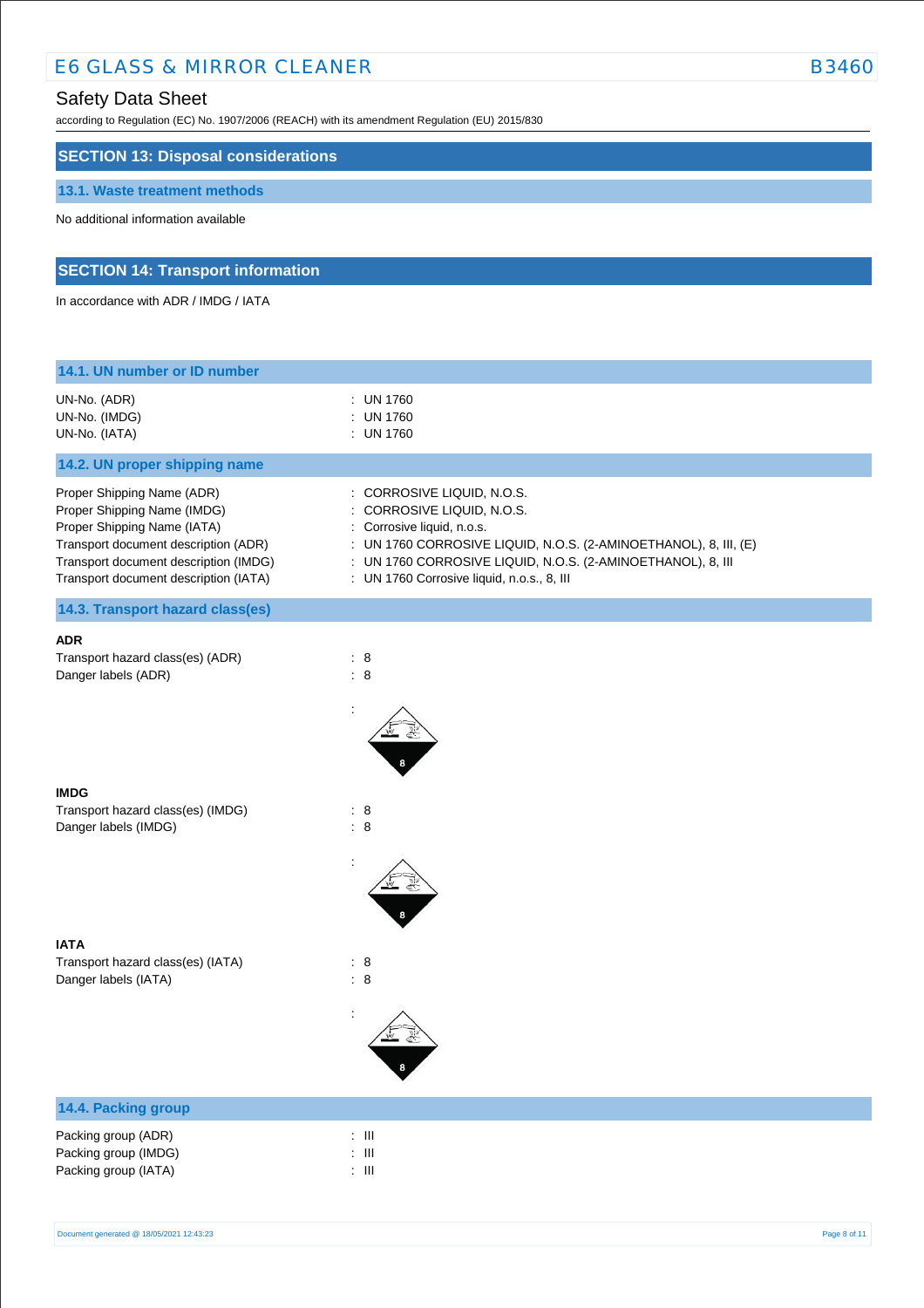## SECTION 13: Disposal considerations

### 13.1. Waste treatment methods

No additional information available

## SECTION 14: Transport information

In accordance with ADR / IMDG / IATA

### 14.1. UN number or ID number

| | |
|---|---|
| UN-No. (ADR) | : UN 1760 |
| UN-No. (IMDG) | : UN 1760 |
| UN-No. (IATA) | : UN 1760 |

### 14.2. UN proper shipping name

| | |
|---|---|
| Proper Shipping Name (ADR) | : CORROSIVE LIQUID, N.O.S. |
| Proper Shipping Name (IMDG) | : CORROSIVE LIQUID, N.O.S. |
| Proper Shipping Name (IATA) | : Corrosive liquid, n.o.s. |
| Transport document description (ADR) | : UN 1760 CORROSIVE LIQUID, N.O.S. (2-AMINOETHANOL), 8, III, (E) |
| Transport document description (IMDG) | : UN 1760 CORROSIVE LIQUID, N.O.S. (2-AMINOETHANOL), 8, III |
| Transport document description (IATA) | : UN 1760 Corrosive liquid, n.o.s., 8, III |

### 14.3. Transport hazard class(es)

**ADR**

| | |
|---|---|
| Transport hazard class(es) (ADR) | : 8 |
| Danger labels (ADR) | : 8 |
| | : |

**IMDG**

| | |
|---|---|
| Transport hazard class(es) (IMDG) | : 8 |
| Danger labels (IMDG) | : 8 |
| | : |

**IATA**

| | |
|---|---|
| Transport hazard class(es) (IATA) | : 8 |
| Danger labels (IATA) | : 8 |
| | : |

### 14.4. Packing group

| | |
|---|---|
| Packing group (ADR) | : III |
| Packing group (IMDG) | : III |
| Packing group (IATA) | : III |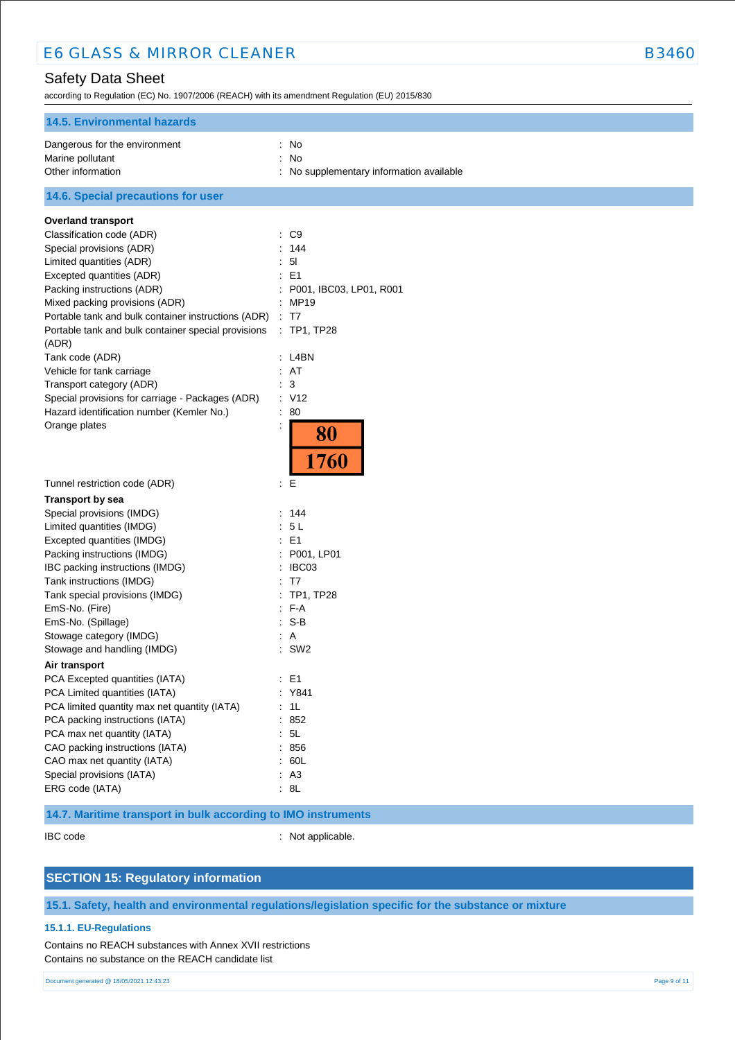### 14.5. Environmental hazards

| | |
|---|---|
| Dangerous for the environment | : No |
| Marine pollutant | : No |
| Other information | : No supplementary information available |

### 14.6. Special precautions for user

**Overland transport**

| | |
|---|---|
| Classification code (ADR) | : C9 |
| Special provisions (ADR) | : 144 |
| Limited quantities (ADR) | : 5l |
| Excepted quantities (ADR) | : E1 |
| Packing instructions (ADR) | : P001, IBC03, LP01, R001 |
| Mixed packing provisions (ADR) | : MP19 |
| Portable tank and bulk container instructions (ADR) | : T7 |
| Portable tank and bulk container special provisions (ADR) | : TP1, TP28 |
| Tank code (ADR) | : L4BN |
| Vehicle for tank carriage | : AT |
| Transport category (ADR) | : 3 |
| Special provisions for carriage - Packages (ADR) | : V12 |
| Hazard identification number (Kemler No.) | : 80 |
| Orange plates | : 80 / 1760 |
| Tunnel restriction code (ADR) | : E |

**Transport by sea**

| | |
|---|---|
| Special provisions (IMDG) | : 144 |
| Limited quantities (IMDG) | : 5 L |
| Excepted quantities (IMDG) | : E1 |
| Packing instructions (IMDG) | : P001, LP01 |
| IBC packing instructions (IMDG) | : IBC03 |
| Tank instructions (IMDG) | : T7 |
| Tank special provisions (IMDG) | : TP1, TP28 |
| EmS-No. (Fire) | : F-A |
| EmS-No. (Spillage) | : S-B |
| Stowage category (IMDG) | : A |
| Stowage and handling (IMDG) | : SW2 |

**Air transport**

| | |
|---|---|
| PCA Excepted quantities (IATA) | : E1 |
| PCA Limited quantities (IATA) | : Y841 |
| PCA limited quantity max net quantity (IATA) | : 1L |
| PCA packing instructions (IATA) | : 852 |
| PCA max net quantity (IATA) | : 5L |
| CAO packing instructions (IATA) | : 856 |
| CAO max net quantity (IATA) | : 60L |
| Special provisions (IATA) | : A3 |
| ERG code (IATA) | : 8L |

### 14.7. Maritime transport in bulk according to IMO instruments

| | |
|---|---|
| IBC code | : Not applicable. |

## SECTION 15: Regulatory information

### 15.1. Safety, health and environmental regulations/legislation specific for the substance or mixture

#### 15.1.1. EU-Regulations

Contains no REACH substances with Annex XVII restrictions
Contains no substance on the REACH candidate list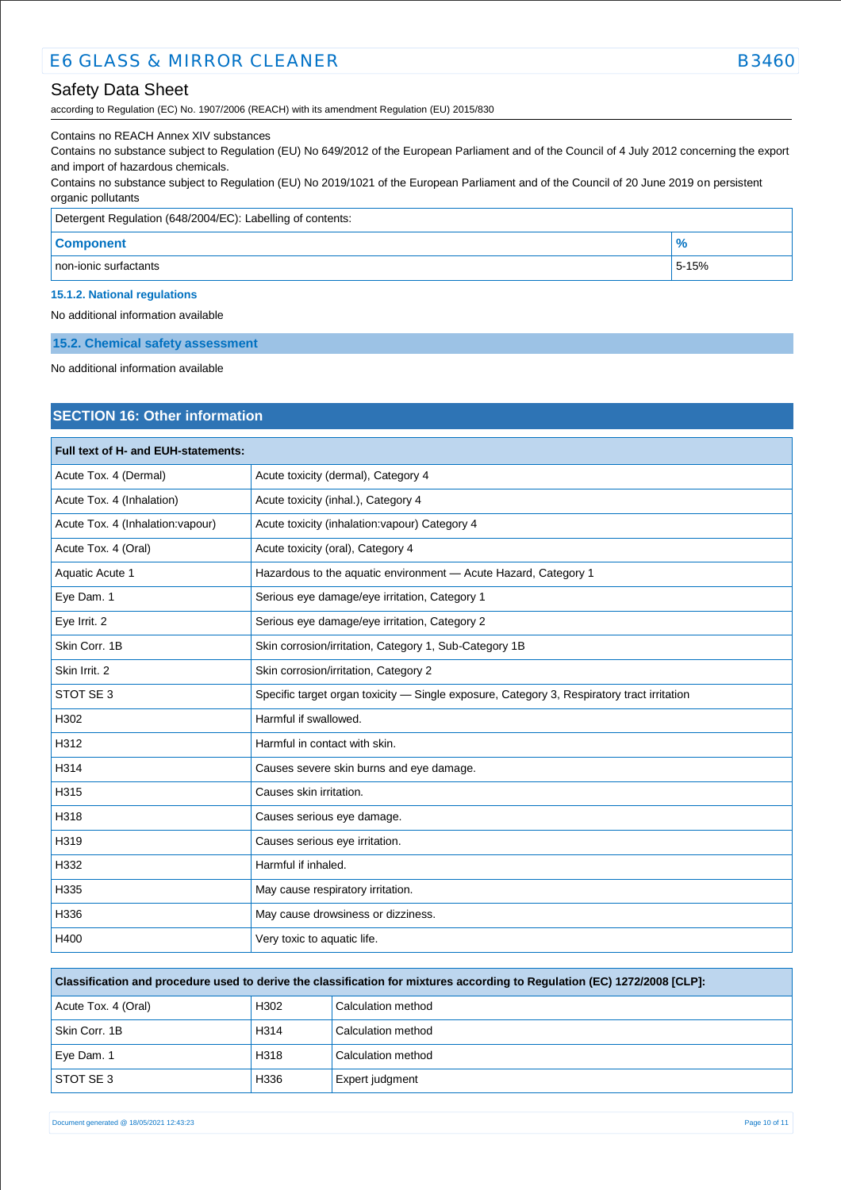Contains no REACH Annex XIV substances

Contains no substance subject to Regulation (EU) No 649/2012 of the European Parliament and of the Council of 4 July 2012 concerning the export and import of hazardous chemicals.

Contains no substance subject to Regulation (EU) No 2019/1021 of the European Parliament and of the Council of 20 June 2019 on persistent organic pollutants

| Detergent Regulation (648/2004/EC): Labelling of contents: | |
|---|---|
| **Component** | **%** |
| non-ionic surfactants | 5-15% |

#### 15.1.2. National regulations

No additional information available

### 15.2. Chemical safety assessment

No additional information available

## SECTION 16: Other information

| Full text of H- and EUH-statements: | |
|---|---|
| Acute Tox. 4 (Dermal) | Acute toxicity (dermal), Category 4 |
| Acute Tox. 4 (Inhalation) | Acute toxicity (inhal.), Category 4 |
| Acute Tox. 4 (Inhalation:vapour) | Acute toxicity (inhalation:vapour) Category 4 |
| Acute Tox. 4 (Oral) | Acute toxicity (oral), Category 4 |
| Aquatic Acute 1 | Hazardous to the aquatic environment — Acute Hazard, Category 1 |
| Eye Dam. 1 | Serious eye damage/eye irritation, Category 1 |
| Eye Irrit. 2 | Serious eye damage/eye irritation, Category 2 |
| Skin Corr. 1B | Skin corrosion/irritation, Category 1, Sub-Category 1B |
| Skin Irrit. 2 | Skin corrosion/irritation, Category 2 |
| STOT SE 3 | Specific target organ toxicity — Single exposure, Category 3, Respiratory tract irritation |
| H302 | Harmful if swallowed. |
| H312 | Harmful in contact with skin. |
| H314 | Causes severe skin burns and eye damage. |
| H315 | Causes skin irritation. |
| H318 | Causes serious eye damage. |
| H319 | Causes serious eye irritation. |
| H332 | Harmful if inhaled. |
| H335 | May cause respiratory irritation. |
| H336 | May cause drowsiness or dizziness. |
| H400 | Very toxic to aquatic life. |

| Classification and procedure used to derive the classification for mixtures according to Regulation (EC) 1272/2008 [CLP]: | | |
|---|---|---|
| Acute Tox. 4 (Oral) | H302 | Calculation method |
| Skin Corr. 1B | H314 | Calculation method |
| Eye Dam. 1 | H318 | Calculation method |
| STOT SE 3 | H336 | Expert judgment |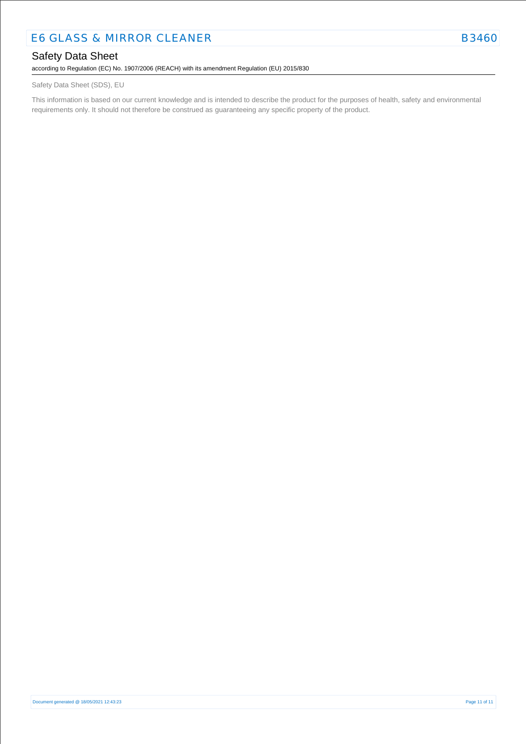Safety Data Sheet (SDS), EU

This information is based on our current knowledge and is intended to describe the product for the purposes of health, safety and environmental requirements only. It should not therefore be construed as guaranteeing any specific property of the product.